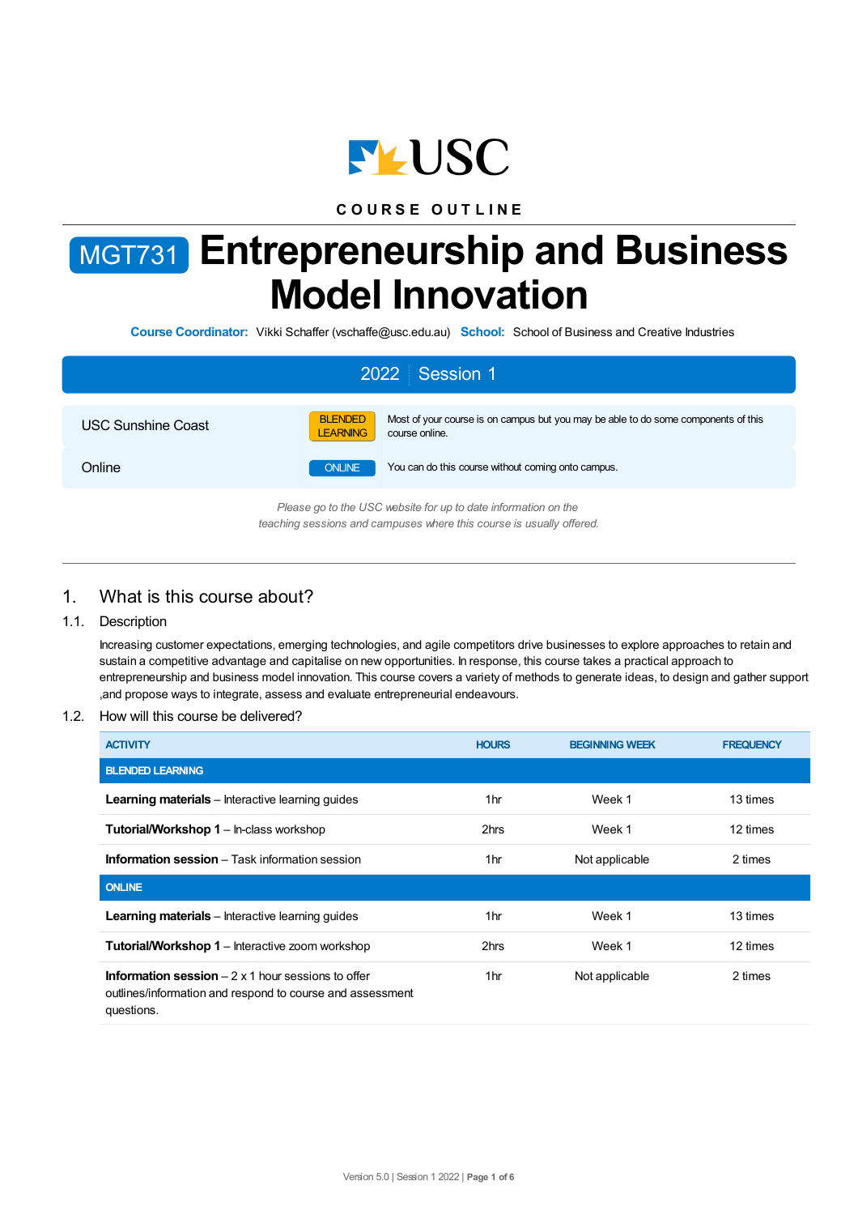USC

COURSE OUTLINE

# MGT731 Entrepreneurship and Business Model Innovation

**Course Coordinator:** Vikki Schaffer (vschaffe@usc.edu.au) **School:** School of Business and Creative Industries

| 2022 Session 1 | | |
|---|---|---|
| USC Sunshine Coast | BLENDED LEARNING | Most of your course is on campus but you may be able to do some components of this course online. |
| Online | ONLINE | You can do this course without coming onto campus. |

*Please go to the USC website for up to date information on the teaching sessions and campuses where this course is usually offered.*

## 1. What is this course about?

### 1.1. Description

Increasing customer expectations, emerging technologies, and agile competitors drive businesses to explore approaches to retain and sustain a competitive advantage and capitalise on new opportunities. In response, this course takes a practical approach to entrepreneurship and business model innovation. This course covers a variety of methods to generate ideas, to design and gather support ,and propose ways to integrate, assess and evaluate entrepreneurial endeavours.

### 1.2. How will this course be delivered?

| ACTIVITY | HOURS | BEGINNING WEEK | FREQUENCY |
|---|---|---|---|
| **BLENDED LEARNING** | | | |
| **Learning materials** – Interactive learning guides | 1hr | Week 1 | 13 times |
| **Tutorial/Workshop 1** – In-class workshop | 2hrs | Week 1 | 12 times |
| **Information session** – Task information session | 1hr | Not applicable | 2 times |
| **ONLINE** | | | |
| **Learning materials** – Interactive learning guides | 1hr | Week 1 | 13 times |
| **Tutorial/Workshop 1** – Interactive zoom workshop | 2hrs | Week 1 | 12 times |
| **Information session** – 2 x 1 hour sessions to offer outlines/information and respond to course and assessment questions. | 1hr | Not applicable | 2 times |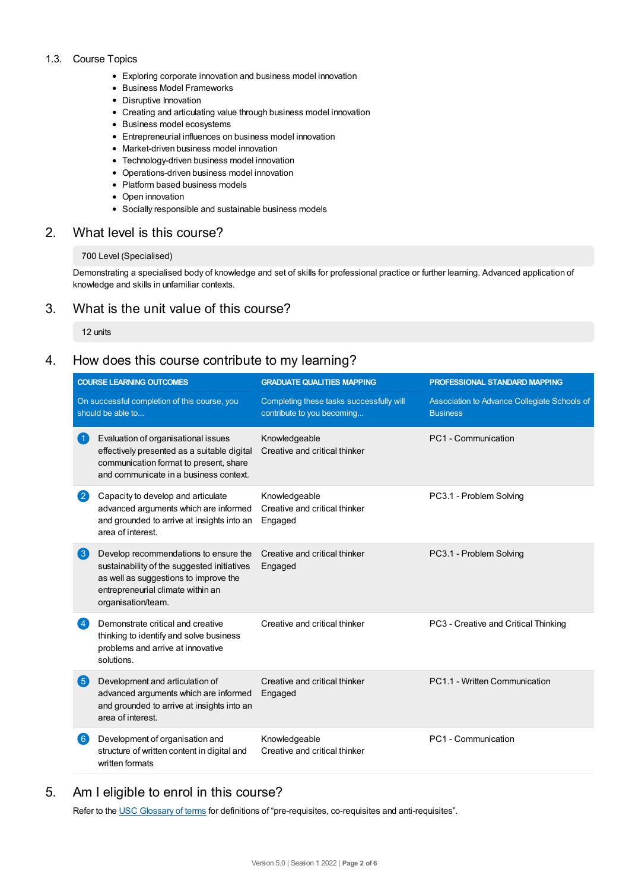### 1.3. Course Topics

- Exploring corporate innovation and business model innovation
- Business Model Frameworks
- Disruptive Innovation
- Creating and articulating value through business model innovation
- Business model ecosystems
- Entrepreneurial influences on business model innovation
- Market-driven business model innovation
- Technology-driven business model innovation
- Operations-driven business model innovation
- Platform based business models
- Open innovation
- Socially responsible and sustainable business models

## 2. What level is this course?

700 Level (Specialised)

Demonstrating a specialised body of knowledge and set of skills for professional practice or further learning. Advanced application of knowledge and skills in unfamiliar contexts.

## 3. What is the unit value of this course?

12 units

## 4. How does this course contribute to my learning?

| COURSE LEARNING OUTCOMES | GRADUATE QUALITIES MAPPING | PROFESSIONAL STANDARD MAPPING |
|---|---|---|
| On successful completion of this course, you should be able to... | Completing these tasks successfully will contribute to you becoming... | Association to Advance Collegiate Schools of Business |
| 1 Evaluation of organisational issues effectively presented as a suitable digital communication format to present, share and communicate in a business context. | Knowledgeable<br>Creative and critical thinker | PC1 - Communication |
| 2 Capacity to develop and articulate advanced arguments which are informed and grounded to arrive at insights into an area of interest. | Knowledgeable<br>Creative and critical thinker<br>Engaged | PC3.1 - Problem Solving |
| 3 Develop recommendations to ensure the sustainability of the suggested initiatives as well as suggestions to improve the entrepreneurial climate within an organisation/team. | Creative and critical thinker<br>Engaged | PC3.1 - Problem Solving |
| 4 Demonstrate critical and creative thinking to identify and solve business problems and arrive at innovative solutions. | Creative and critical thinker | PC3 - Creative and Critical Thinking |
| 5 Development and articulation of advanced arguments which are informed and grounded to arrive at insights into an area of interest. | Creative and critical thinker<br>Engaged | PC1.1 - Written Communication |
| 6 Development of organisation and structure of written content in digital and written formats | Knowledgeable<br>Creative and critical thinker | PC1 - Communication |

## 5. Am I eligible to enrol in this course?

Refer to the USC Glossary of terms for definitions of "pre-requisites, co-requisites and anti-requisites".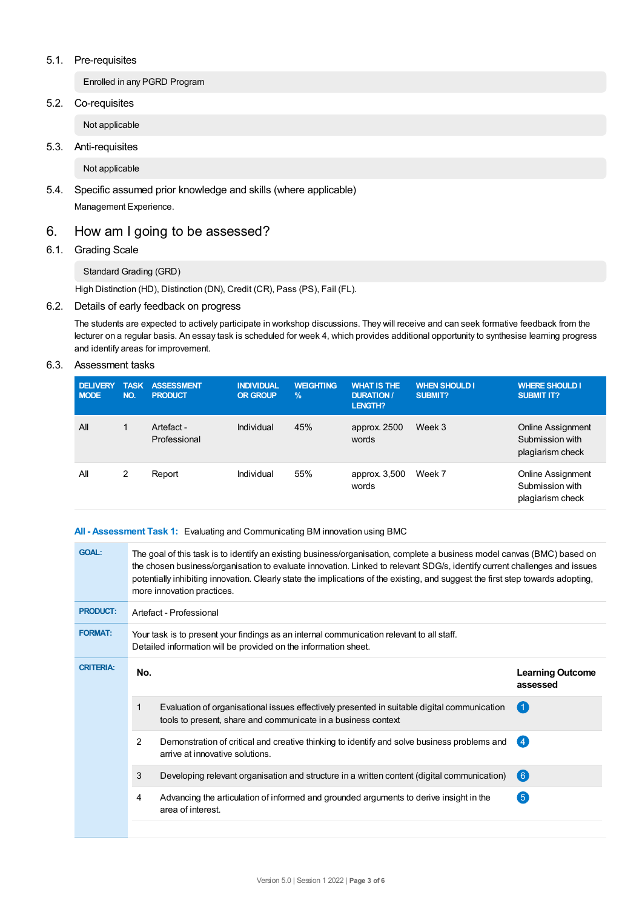### 5.1. Pre-requisites

Enrolled in any PGRD Program

### 5.2. Co-requisites

Not applicable

### 5.3. Anti-requisites

Not applicable

### 5.4. Specific assumed prior knowledge and skills (where applicable)

Management Experience.

## 6. How am I going to be assessed?

### 6.1. Grading Scale

Standard Grading (GRD)

High Distinction (HD), Distinction (DN), Credit (CR), Pass (PS), Fail (FL).

### 6.2. Details of early feedback on progress

The students are expected to actively participate in workshop discussions. They will receive and can seek formative feedback from the lecturer on a regular basis. An essay task is scheduled for week 4, which provides additional opportunity to synthesise learning progress and identify areas for improvement.

### 6.3. Assessment tasks

| DELIVERY MODE | TASK NO. | ASSESSMENT PRODUCT | INDIVIDUAL OR GROUP | WEIGHTING % | WHAT IS THE DURATION / LENGTH? | WHEN SHOULD I SUBMIT? | WHERE SHOULD I SUBMIT IT? |
|---|---|---|---|---|---|---|---|
| All | 1 | Artefact - Professional | Individual | 45% | approx. 2500 words | Week 3 | Online Assignment Submission with plagiarism check |
| All | 2 | Report | Individual | 55% | approx. 3,500 words | Week 7 | Online Assignment Submission with plagiarism check |

**All - Assessment Task 1:** Evaluating and Communicating BM innovation using BMC

**GOAL:** The goal of this task is to identify an existing business/organisation, complete a business model canvas (BMC) based on the chosen business/organisation to evaluate innovation. Linked to relevant SDG/s, identify current challenges and issues potentially inhibiting innovation. Clearly state the implications of the existing, and suggest the first step towards adopting, more innovation practices.

**PRODUCT:** Artefact - Professional

**FORMAT:** Your task is to present your findings as an internal communication relevant to all staff.
Detailed information will be provided on the information sheet.

**CRITERIA:**

| No. | | Learning Outcome assessed |
|---|---|---|
| 1 | Evaluation of organisational issues effectively presented in suitable digital communication tools to present, share and communicate in a business context | 1 |
| 2 | Demonstration of critical and creative thinking to identify and solve business problems and arrive at innovative solutions. | 4 |
| 3 | Developing relevant organisation and structure in a written content (digital communication) | 6 |
| 4 | Advancing the articulation of informed and grounded arguments to derive insight in the area of interest. | 5 |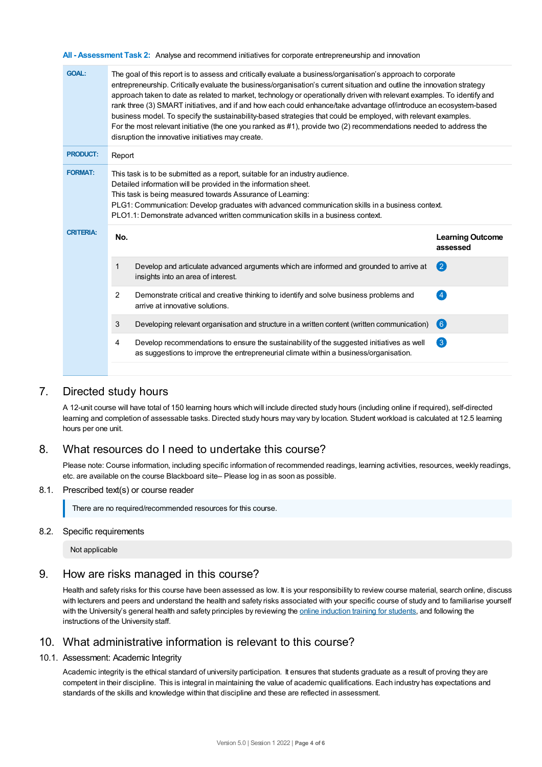**All - Assessment Task 2:** Analyse and recommend initiatives for corporate entrepreneurship and innovation

**GOAL:** The goal of this report is to assess and critically evaluate a business/organisation's approach to corporate entrepreneurship. Critically evaluate the business/organisation's current situation and outline the innovation strategy approach taken to date as related to market, technology or operationally driven with relevant examples. To identify and rank three (3) SMART initiatives, and if and how each could enhance/take advantage of/introduce an ecosystem-based business model. To specify the sustainability-based strategies that could be employed, with relevant examples.
For the most relevant initiative (the one you ranked as #1), provide two (2) recommendations needed to address the disruption the innovative initiatives may create.

**PRODUCT:** Report

**FORMAT:** This task is to be submitted as a report, suitable for an industry audience.
Detailed information will be provided in the information sheet.
This task is being measured towards Assurance of Learning:
PLG1: Communication: Develop graduates with advanced communication skills in a business context.
PLO1.1: Demonstrate advanced written communication skills in a business context.

**CRITERIA:**

| No. | | Learning Outcome assessed |
|---|---|---|
| 1 | Develop and articulate advanced arguments which are informed and grounded to arrive at insights into an area of interest. | 2 |
| 2 | Demonstrate critical and creative thinking to identify and solve business problems and arrive at innovative solutions. | 4 |
| 3 | Developing relevant organisation and structure in a written content (written communication) | 6 |
| 4 | Develop recommendations to ensure the sustainability of the suggested initiatives as well as suggestions to improve the entrepreneurial climate within a business/organisation. | 3 |

# 7. Directed study hours

A 12-unit course will have total of 150 learning hours which will include directed study hours (including online if required), self-directed learning and completion of assessable tasks. Directed study hours may vary by location. Student workload is calculated at 12.5 learning hours per one unit.

# 8. What resources do I need to undertake this course?

Please note: Course information, including specific information of recommended readings, learning activities, resources, weekly readings, etc. are available on the course Blackboard site– Please log in as soon as possible.

## 8.1. Prescribed text(s) or course reader

There are no required/recommended resources for this course.

## 8.2. Specific requirements

Not applicable

# 9. How are risks managed in this course?

Health and safety risks for this course have been assessed as low. It is your responsibility to review course material, search online, discuss with lecturers and peers and understand the health and safety risks associated with your specific course of study and to familiarise yourself with the University's general health and safety principles by reviewing the online induction training for students, and following the instructions of the University staff.

# 10. What administrative information is relevant to this course?

## 10.1. Assessment: Academic Integrity

Academic integrity is the ethical standard of university participation. It ensures that students graduate as a result of proving they are competent in their discipline. This is integral in maintaining the value of academic qualifications. Each industry has expectations and standards of the skills and knowledge within that discipline and these are reflected in assessment.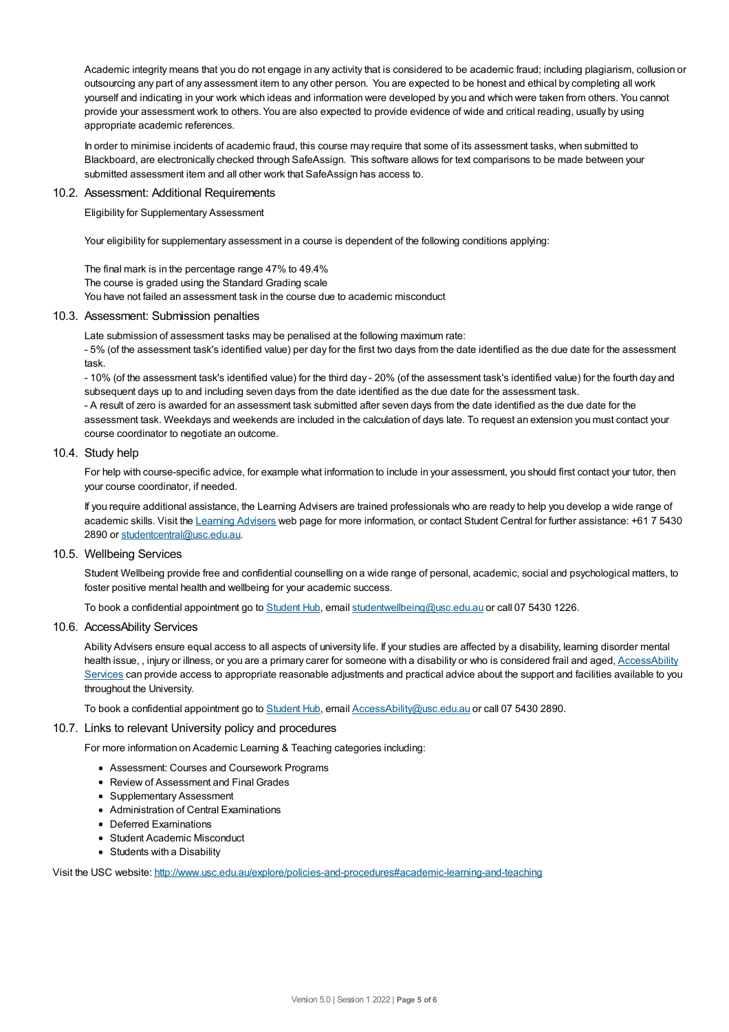Academic integrity means that you do not engage in any activity that is considered to be academic fraud; including plagiarism, collusion or outsourcing any part of any assessment item to any other person. You are expected to be honest and ethical by completing all work yourself and indicating in your work which ideas and information were developed by you and which were taken from others. You cannot provide your assessment work to others. You are also expected to provide evidence of wide and critical reading, usually by using appropriate academic references.

In order to minimise incidents of academic fraud, this course may require that some of its assessment tasks, when submitted to Blackboard, are electronically checked through SafeAssign. This software allows for text comparisons to be made between your submitted assessment item and all other work that SafeAssign has access to.

### 10.2. Assessment: Additional Requirements

Eligibility for Supplementary Assessment

Your eligibility for supplementary assessment in a course is dependent of the following conditions applying:

The final mark is in the percentage range 47% to 49.4%
The course is graded using the Standard Grading scale
You have not failed an assessment task in the course due to academic misconduct

### 10.3. Assessment: Submission penalties

Late submission of assessment tasks may be penalised at the following maximum rate:
- 5% (of the assessment task's identified value) per day for the first two days from the date identified as the due date for the assessment task.
- 10% (of the assessment task's identified value) for the third day - 20% (of the assessment task's identified value) for the fourth day and subsequent days up to and including seven days from the date identified as the due date for the assessment task.
- A result of zero is awarded for an assessment task submitted after seven days from the date identified as the due date for the assessment task. Weekdays and weekends are included in the calculation of days late. To request an extension you must contact your course coordinator to negotiate an outcome.

### 10.4. Study help

For help with course-specific advice, for example what information to include in your assessment, you should first contact your tutor, then your course coordinator, if needed.

If you require additional assistance, the Learning Advisers are trained professionals who are ready to help you develop a wide range of academic skills. Visit the Learning Advisers web page for more information, or contact Student Central for further assistance: +61 7 5430 2890 or studentcentral@usc.edu.au.

### 10.5. Wellbeing Services

Student Wellbeing provide free and confidential counselling on a wide range of personal, academic, social and psychological matters, to foster positive mental health and wellbeing for your academic success.

To book a confidential appointment go to Student Hub, email studentwellbeing@usc.edu.au or call 07 5430 1226.

### 10.6. AccessAbility Services

Ability Advisers ensure equal access to all aspects of university life. If your studies are affected by a disability, learning disorder mental health issue, , injury or illness, or you are a primary carer for someone with a disability or who is considered frail and aged, AccessAbility Services can provide access to appropriate reasonable adjustments and practical advice about the support and facilities available to you throughout the University.

To book a confidential appointment go to Student Hub, email AccessAbility@usc.edu.au or call 07 5430 2890.

### 10.7. Links to relevant University policy and procedures

For more information on Academic Learning & Teaching categories including:

- Assessment: Courses and Coursework Programs
- Review of Assessment and Final Grades
- Supplementary Assessment
- Administration of Central Examinations
- Deferred Examinations
- Student Academic Misconduct
- Students with a Disability

Visit the USC website: http://www.usc.edu.au/explore/policies-and-procedures#academic-learning-and-teaching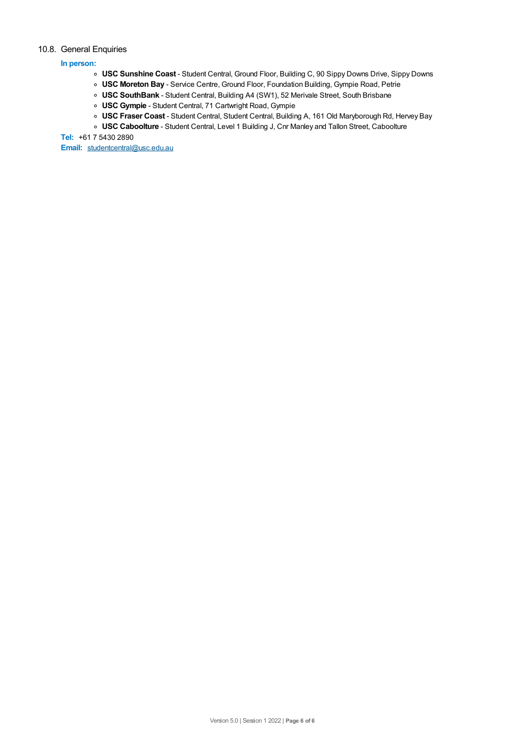### 10.8. General Enquiries

**In person:**

- **USC Sunshine Coast** - Student Central, Ground Floor, Building C, 90 Sippy Downs Drive, Sippy Downs
- **USC Moreton Bay** - Service Centre, Ground Floor, Foundation Building, Gympie Road, Petrie
- **USC SouthBank** - Student Central, Building A4 (SW1), 52 Merivale Street, South Brisbane
- **USC Gympie** - Student Central, 71 Cartwright Road, Gympie
- **USC Fraser Coast** - Student Central, Student Central, Building A, 161 Old Maryborough Rd, Hervey Bay
- **USC Caboolture** - Student Central, Level 1 Building J, Cnr Manley and Tallon Street, Caboolture

**Tel:** +61 7 5430 2890

**Email:** studentcentral@usc.edu.au